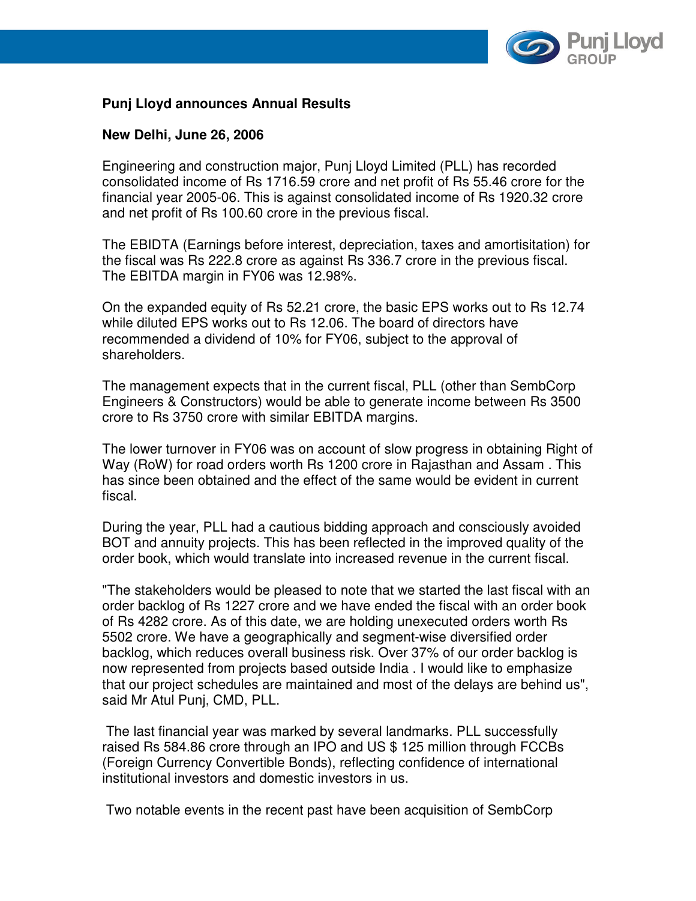## Punj Lloyd announces Annual Results

**New Delhi, June 26, 2006**

Engineering and construction major, Punj Lloyd Limited (PLL) has recorded consolidated income of Rs 1716.59 crore and net profit of Rs 55.46 crore for the financial year 2005-06. This is against consolidated income of Rs 1920.32 crore and net profit of Rs 100.60 crore in the previous fiscal.

The EBIDTA (Earnings before interest, depreciation, taxes and amortisitation) for the fiscal was Rs 222.8 crore as against Rs 336.7 crore in the previous fiscal. The EBITDA margin in FY06 was 12.98%.

On the expanded equity of Rs 52.21 crore, the basic EPS works out to Rs 12.74 while diluted EPS works out to Rs 12.06. The board of directors have recommended a dividend of 10% for FY06, subject to the approval of shareholders.

The management expects that in the current fiscal, PLL (other than SembCorp Engineers & Constructors) would be able to generate income between Rs 3500 crore to Rs 3750 crore with similar EBITDA margins.

The lower turnover in FY06 was on account of slow progress in obtaining Right of Way (RoW) for road orders worth Rs 1200 crore in Rajasthan and Assam . This has since been obtained and the effect of the same would be evident in current fiscal.

During the year, PLL had a cautious bidding approach and consciously avoided BOT and annuity projects. This has been reflected in the improved quality of the order book, which would translate into increased revenue in the current fiscal.

"The stakeholders would be pleased to note that we started the last fiscal with an order backlog of Rs 1227 crore and we have ended the fiscal with an order book of Rs 4282 crore. As of this date, we are holding unexecuted orders worth Rs 5502 crore. We have a geographically and segment-wise diversified order backlog, which reduces overall business risk. Over 37% of our order backlog is now represented from projects based outside India . I would like to emphasize that our project schedules are maintained and most of the delays are behind us", said Mr Atul Punj, CMD, PLL.

The last financial year was marked by several landmarks. PLL successfully raised Rs 584.86 crore through an IPO and US $ 125 million through FCCBs (Foreign Currency Convertible Bonds), reflecting confidence of international institutional investors and domestic investors in us.

Two notable events in the recent past have been acquisition of SembCorp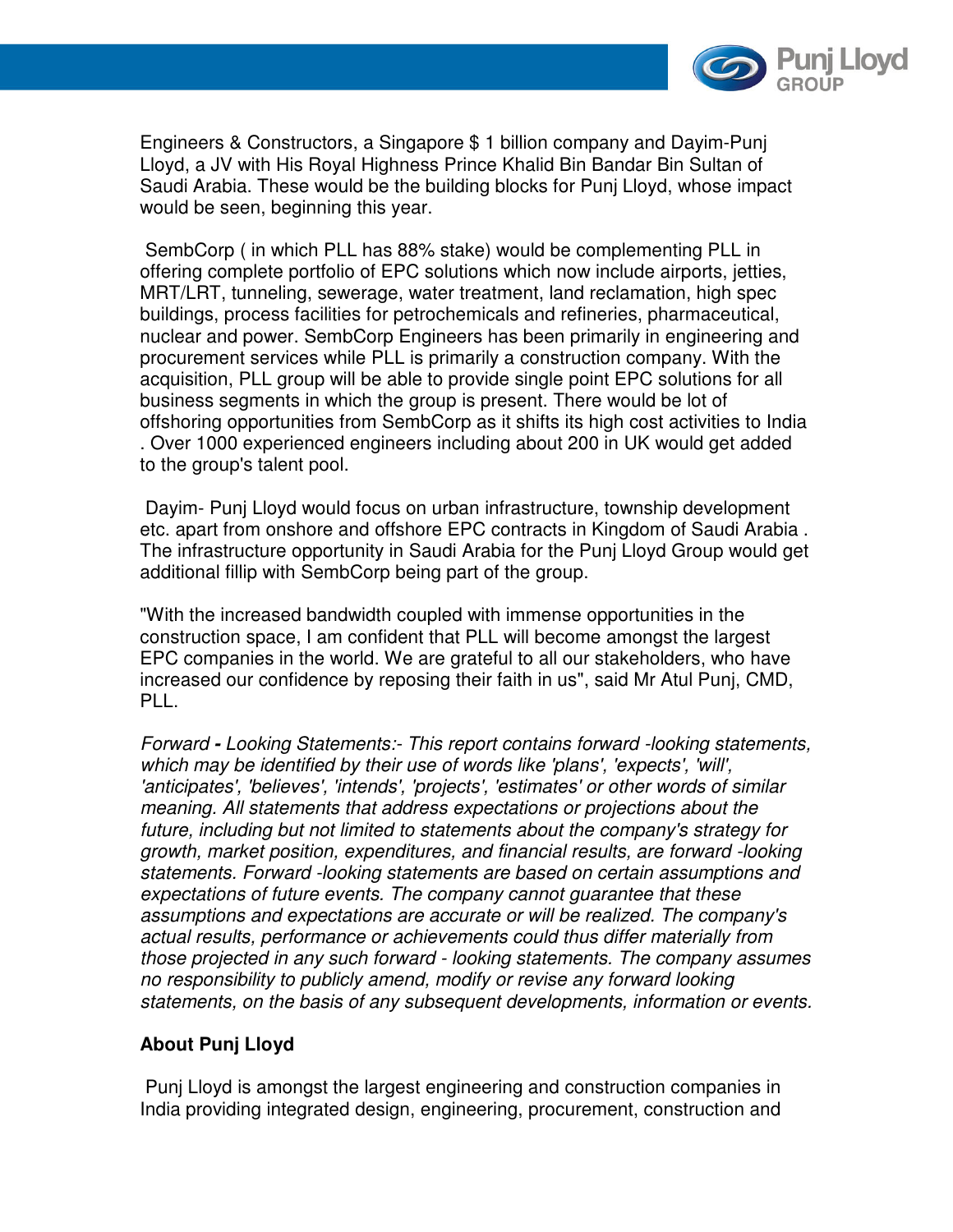Engineers & Constructors, a Singapore $ 1 billion company and Dayim-Punj Lloyd, a JV with His Royal Highness Prince Khalid Bin Bandar Bin Sultan of Saudi Arabia. These would be the building blocks for Punj Lloyd, whose impact would be seen, beginning this year.

SembCorp ( in which PLL has 88% stake) would be complementing PLL in offering complete portfolio of EPC solutions which now include airports, jetties, MRT/LRT, tunneling, sewerage, water treatment, land reclamation, high spec buildings, process facilities for petrochemicals and refineries, pharmaceutical, nuclear and power. SembCorp Engineers has been primarily in engineering and procurement services while PLL is primarily a construction company. With the acquisition, PLL group will be able to provide single point EPC solutions for all business segments in which the group is present. There would be lot of offshoring opportunities from SembCorp as it shifts its high cost activities to India . Over 1000 experienced engineers including about 200 in UK would get added to the group's talent pool.

Dayim- Punj Lloyd would focus on urban infrastructure, township development etc. apart from onshore and offshore EPC contracts in Kingdom of Saudi Arabia . The infrastructure opportunity in Saudi Arabia for the Punj Lloyd Group would get additional fillip with SembCorp being part of the group.

"With the increased bandwidth coupled with immense opportunities in the construction space, I am confident that PLL will become amongst the largest EPC companies in the world. We are grateful to all our stakeholders, who have increased our confidence by reposing their faith in us", said Mr Atul Punj, CMD, PLL.

*Forward* **-** *Looking Statements:- This report contains forward -looking statements, which may be identified by their use of words like 'plans', 'expects', 'will', 'anticipates', 'believes', 'intends', 'projects', 'estimates' or other words of similar meaning. All statements that address expectations or projections about the future, including but not limited to statements about the company's strategy for growth, market position, expenditures, and financial results, are forward -looking statements. Forward -looking statements are based on certain assumptions and expectations of future events. The company cannot guarantee that these assumptions and expectations are accurate or will be realized. The company's actual results, performance or achievements could thus differ materially from those projected in any such forward - looking statements. The company assumes no responsibility to publicly amend, modify or revise any forward looking statements, on the basis of any subsequent developments, information or events.*

**About Punj Lloyd**

Punj Lloyd is amongst the largest engineering and construction companies in India providing integrated design, engineering, procurement, construction and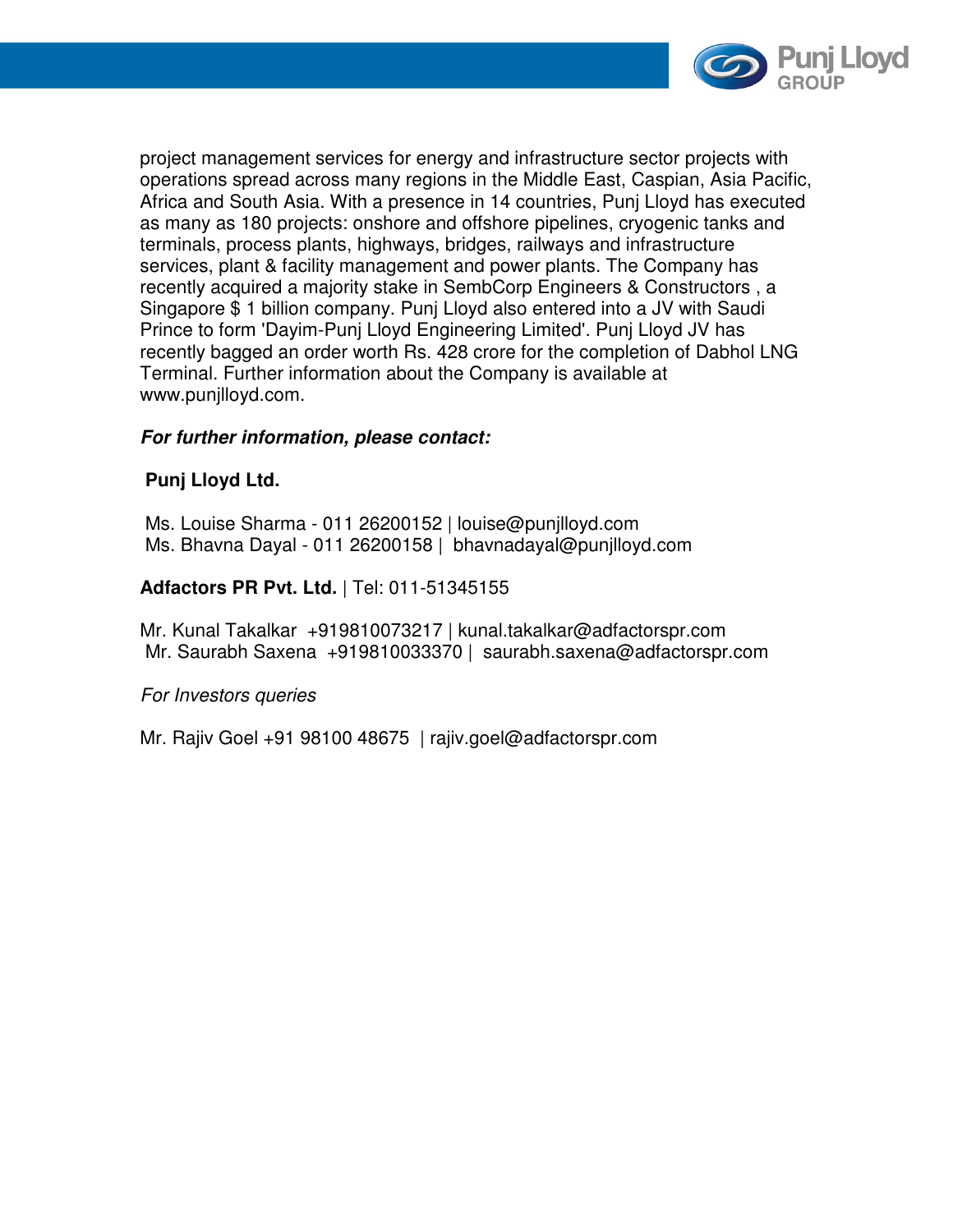project management services for energy and infrastructure sector projects with operations spread across many regions in the Middle East, Caspian, Asia Pacific, Africa and South Asia. With a presence in 14 countries, Punj Lloyd has executed as many as 180 projects: onshore and offshore pipelines, cryogenic tanks and terminals, process plants, highways, bridges, railways and infrastructure services, plant & facility management and power plants. The Company has recently acquired a majority stake in SembCorp Engineers & Constructors , a Singapore $ 1 billion company. Punj Lloyd also entered into a JV with Saudi Prince to form 'Dayim-Punj Lloyd Engineering Limited'. Punj Lloyd JV has recently bagged an order worth Rs. 428 crore for the completion of Dabhol LNG Terminal. Further information about the Company is available at www.punjlloyd.com.

***For further information, please contact:***

**Punj Lloyd Ltd.**

Ms. Louise Sharma - 011 26200152 | louise@punjlloyd.com
Ms. Bhavna Dayal - 011 26200158 | bhavnadayal@punjlloyd.com

**Adfactors PR Pvt. Ltd.** | Tel: 011-51345155

Mr. Kunal Takalkar +919810073217 | kunal.takalkar@adfactorspr.com
Mr. Saurabh Saxena +919810033370 | saurabh.saxena@adfactorspr.com

*For Investors queries*

Mr. Rajiv Goel +91 98100 48675 | rajiv.goel@adfactorspr.com